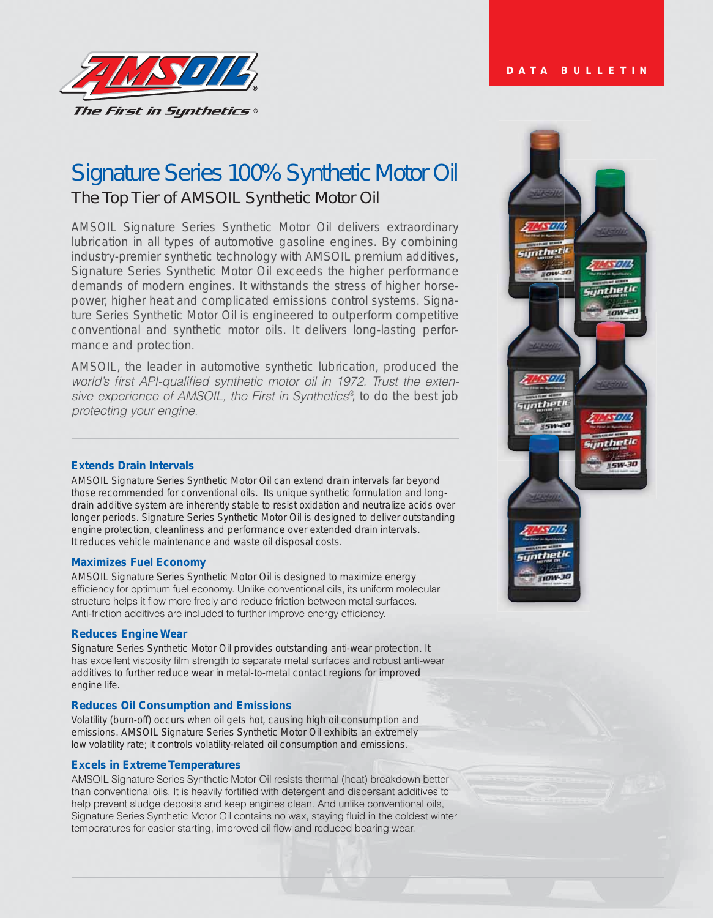DATA BULLETIN

# Signature Series 100% Synthetic Motor Oil

## The Top Tier of AMSOIL Synthetic Motor Oil

AMSOIL Signature Series Synthetic Motor Oil delivers extraordinary lubrication in all types of automotive gasoline engines. By combining industry-premier synthetic technology with AMSOIL premium additives, Signature Series Synthetic Motor Oil exceeds the higher performance demands of modern engines. It withstands the stress of higher horsepower, higher heat and complicated emissions control systems. Signature Series Synthetic Motor Oil is engineered to outperform competitive conventional and synthetic motor oils. It delivers long-lasting performance and protection.

AMSOIL, the leader in automotive synthetic lubrication, produced the *world's first API-qualified synthetic motor oil in 1972. Trust the extensive experience of AMSOIL, the First in Synthetics®*, to do the best job *protecting your engine.*

### Extends Drain Intervals

AMSOIL Signature Series Synthetic Motor Oil can extend drain intervals far beyond those recommended for conventional oils. Its unique synthetic formulation and long-drain additive system are inherently stable to resist oxidation and neutralize acids over longer periods. Signature Series Synthetic Motor Oil is designed to deliver outstanding engine protection, cleanliness and performance over extended drain intervals. It reduces vehicle maintenance and waste oil disposal costs.

### Maximizes Fuel Economy

AMSOIL Signature Series Synthetic Motor Oil is designed to maximize energy efficiency for optimum fuel economy. Unlike conventional oils, its uniform molecular structure helps it flow more freely and reduce friction between metal surfaces. Anti-friction additives are included to further improve energy efficiency.

### Reduces Engine Wear

Signature Series Synthetic Motor Oil provides outstanding anti-wear protection. It has excellent viscosity film strength to separate metal surfaces and robust anti-wear additives to further reduce wear in metal-to-metal contact regions for improved engine life.

### Reduces Oil Consumption and Emissions

Volatility (burn-off) occurs when oil gets hot, causing high oil consumption and emissions. AMSOIL Signature Series Synthetic Motor Oil exhibits an extremely low volatility rate; it controls volatility-related oil consumption and emissions.

### Excels in Extreme Temperatures

AMSOIL Signature Series Synthetic Motor Oil resists thermal (heat) breakdown better than conventional oils. It is heavily fortified with detergent and dispersant additives to help prevent sludge deposits and keep engines clean. And unlike conventional oils, Signature Series Synthetic Motor Oil contains no wax, staying fluid in the coldest winter temperatures for easier starting, improved oil flow and reduced bearing wear.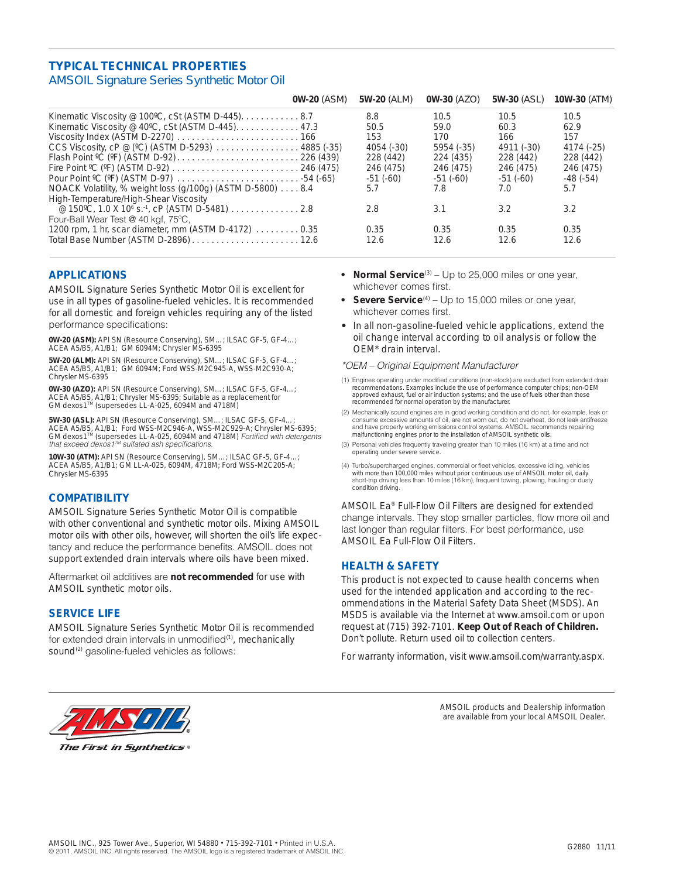## TYPICAL TECHNICAL PROPERTIES

AMSOIL Signature Series Synthetic Motor Oil

| | 0W-20 (ASM) | 5W-20 (ALM) | 0W-30 (AZO) | 5W-30 (ASL) | 10W-30 (ATM) |
|---|---|---|---|---|---|
| Kinematic Viscosity @ 100ºC, cSt (ASTM D-445) | 8.7 | 8.8 | 10.5 | 10.5 | 10.5 |
| Kinematic Viscosity @ 40ºC, cSt (ASTM D-445) | 47.3 | 50.5 | 59.0 | 60.3 | 62.9 |
| Viscosity Index (ASTM D-2270) | 166 | 153 | 170 | 166 | 157 |
| CCS Viscosity, cP @ (ºC) (ASTM D-5293) | 4885 (-35) | 4054 (-30) | 5954 (-35) | 4911 (-30) | 4174 (-25) |
| Flash Point ºC (ºF) (ASTM D-92) | 226 (439) | 228 (442) | 224 (435) | 228 (442) | 228 (442) |
| Fire Point ºC (ºF) (ASTM D-92) | 246 (475) | 246 (475) | 246 (475) | 246 (475) | 246 (475) |
| Pour Point ºC (ºF) (ASTM D-97) | -54 (-65) | -51 (-60) | -51 (-60) | -51 (-60) | -48 (-54) |
| NOACK Volatility, % weight loss (g/100g) (ASTM D-5800) | 8.4 | 5.7 | 7.8 | 7.0 | 5.7 |
| High-Temperature/High-Shear Viscosity @ 150ºC, 1.0 X $10^6$ $s^{-1}$, cP (ASTM D-5481) | 2.8 | 2.8 | 3.1 | 3.2 | 3.2 |
| Four-Ball Wear Test @ 40 kgf, 75ºC, 1200 rpm, 1 hr, scar diameter, mm (ASTM D-4172) | 0.35 | 0.35 | 0.35 | 0.35 | 0.35 |
| Total Base Number (ASTM D-2896) | 12.6 | 12.6 | 12.6 | 12.6 | 12.6 |

### APPLICATIONS

AMSOIL Signature Series Synthetic Motor Oil is excellent for use in all types of gasoline-fueled vehicles. It is recommended for all domestic and foreign vehicles requiring any of the listed performance specifications:

**0W-20 (ASM):** API SN (Resource Conserving), SM...; ILSAC GF-5, GF-4...; ACEA A5/B5, A1/B1; GM 6094M; Chrysler MS-6395

**5W-20 (ALM):** API SN (Resource Conserving), SM...; ILSAC GF-5, GF-4...; ACEA A5/B5, A1/B1; GM 6094M; Ford WSS-M2C945-A, WSS-M2C930-A; Chrysler MS-6395

**0W-30 (AZO):** API SN (Resource Conserving), SM...; ILSAC GF-5, GF-4...; ACEA A5/B5, A1/B1; Chrysler MS-6395; Suitable as a replacement for GM dexos1™ (supersedes LL-A-025, 6094M and 4718M)

**5W-30 (ASL):** API SN (Resource Conserving), SM...; ILSAC GF-5, GF-4...; ACEA A5/B5, A1/B1; Ford WSS-M2C946-A, WSS-M2C929-A; Chrysler MS-6395; GM dexos1™ (supersedes LL-A-025, 6094M and 4718M) *Fortified with detergents that exceed dexos1™ sulfated ash specifications.*

**10W-30 (ATM):** API SN (Resource Conserving), SM...; ILSAC GF-5, GF-4...; ACEA A5/B5, A1/B1; GM LL-A-025, 6094M, 4718M; Ford WSS-M2C205-A; Chrysler MS-6395

### COMPATIBILITY

AMSOIL Signature Series Synthetic Motor Oil is compatible with other conventional and synthetic motor oils. Mixing AMSOIL motor oils with other oils, however, will shorten the oil's life expectancy and reduce the performance benefits. AMSOIL does not support extended drain intervals where oils have been mixed.

Aftermarket oil additives are **not recommended** for use with AMSOIL synthetic motor oils.

### SERVICE LIFE

AMSOIL Signature Series Synthetic Motor Oil is recommended for extended drain intervals in unmodified(1), mechanically sound(2) gasoline-fueled vehicles as follows:

- **Normal Service**(3) – Up to 25,000 miles or one year, whichever comes first.
- **Severe Service**(4) – Up to 15,000 miles or one year, whichever comes first.
- In all non-gasoline-fueled vehicle applications, extend the oil change interval according to oil analysis or follow the OEM* drain interval.

*\*OEM – Original Equipment Manufacturer*

(1) Engines operating under modified conditions (non-stock) are excluded from extended drain recommendations. Examples include the use of performance computer chips; non-OEM approved exhaust, fuel or air induction systems; and the use of fuels other than those recommended for normal operation by the manufacturer.

(2) Mechanically sound engines are in good working condition and do not, for example, leak or consume excessive amounts of oil, are not worn out, do not overheat, do not leak antifreeze and have properly working emissions control systems. AMSOIL recommends repairing malfunctioning engines prior to the installation of AMSOIL synthetic oils.

(3) Personal vehicles frequently traveling greater than 10 miles (16 km) at a time and not operating under severe service.

(4) Turbo/supercharged engines, commercial or fleet vehicles, excessive idling, vehicles with more than 100,000 miles without prior continuous use of AMSOIL motor oil, daily short-trip driving less than 10 miles (16 km), frequent towing, plowing, hauling or dusty condition driving.

AMSOIL Ea® Full-Flow Oil Filters are designed for extended change intervals. They stop smaller particles, flow more oil and last longer than regular filters. For best performance, use AMSOIL Ea Full-Flow Oil Filters.

### HEALTH & SAFETY

This product is not expected to cause health concerns when used for the intended application and according to the recommendations in the Material Safety Data Sheet (MSDS). An MSDS is available via the Internet at www.amsoil.com or upon request at (715) 392-7101. **Keep Out of Reach of Children.** Don't pollute. Return used oil to collection centers.

For warranty information, visit www.amsoil.com/warranty.aspx.

AMSOIL — The First in Synthetics®

AMSOIL products and Dealership information are available from your local AMSOIL Dealer.

AMSOIL INC., 925 Tower Ave., Superior, WI 54880 • 715-392-7101 • Printed in U.S.A.
© 2011, AMSOIL INC. All rights reserved. The AMSOIL logo is a registered trademark of AMSOIL INC.

G2880 11/11